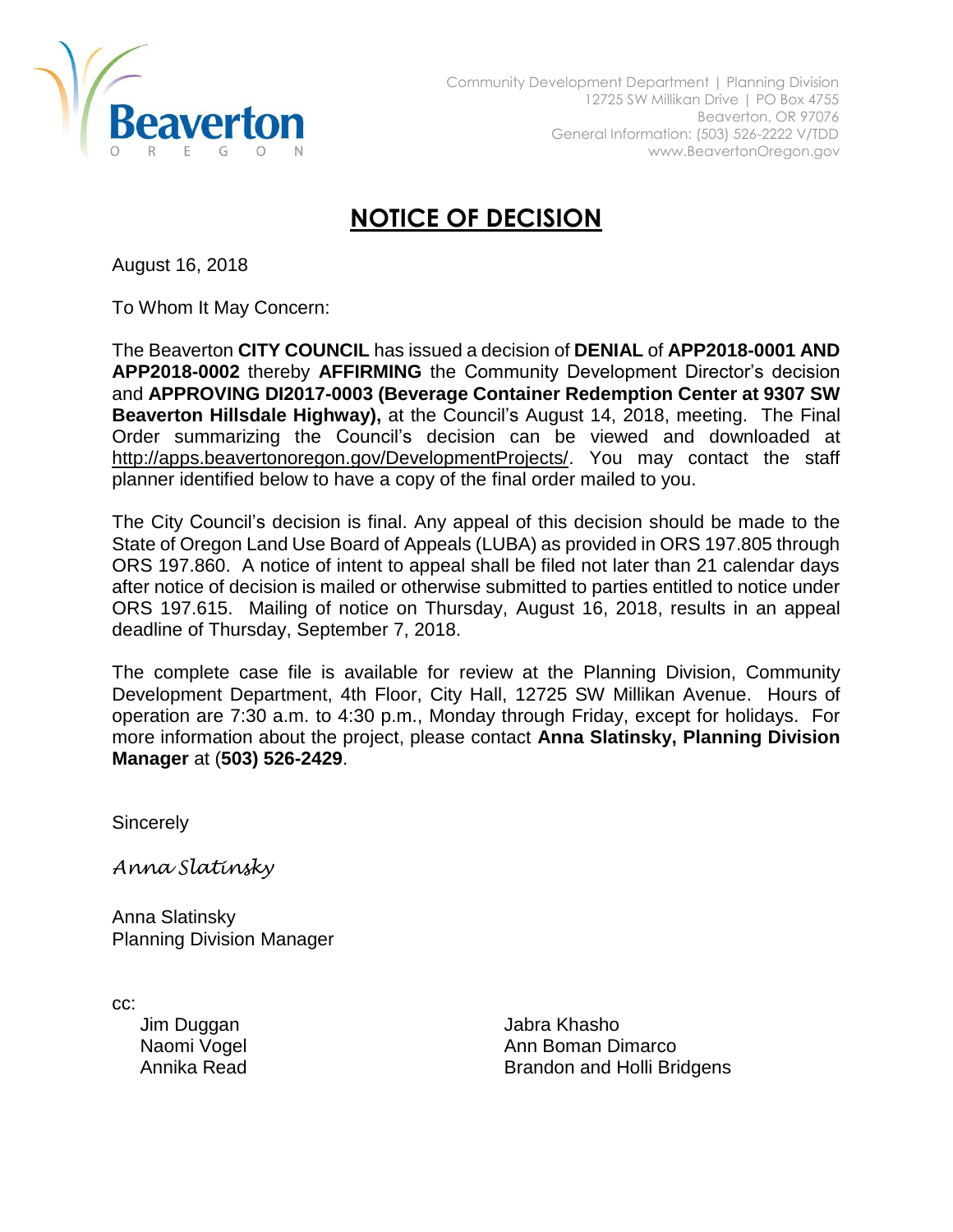Beaverton
OREGON

Community Development Department | Planning Division
12725 SW Millikan Drive | PO Box 4755
Beaverton, OR 97076
General Information: (503) 526-2222 V/TDD
www.BeavertonOregon.gov

# NOTICE OF DECISION

August 16, 2018

To Whom It May Concern:

The Beaverton **CITY COUNCIL** has issued a decision of **DENIAL** of **APP2018-0001 AND APP2018-0002** thereby **AFFIRMING** the Community Development Director's decision and **APPROVING DI2017-0003 (Beverage Container Redemption Center at 9307 SW Beaverton Hillsdale Highway),** at the Council's August 14, 2018, meeting. The Final Order summarizing the Council's decision can be viewed and downloaded at http://apps.beavertonoregon.gov/DevelopmentProjects/. You may contact the staff planner identified below to have a copy of the final order mailed to you.

The City Council's decision is final. Any appeal of this decision should be made to the State of Oregon Land Use Board of Appeals (LUBA) as provided in ORS 197.805 through ORS 197.860. A notice of intent to appeal shall be filed not later than 21 calendar days after notice of decision is mailed or otherwise submitted to parties entitled to notice under ORS 197.615. Mailing of notice on Thursday, August 16, 2018, results in an appeal deadline of Thursday, September 7, 2018.

The complete case file is available for review at the Planning Division, Community Development Department, 4th Floor, City Hall, 12725 SW Millikan Avenue. Hours of operation are 7:30 a.m. to 4:30 p.m., Monday through Friday, except for holidays. For more information about the project, please contact **Anna Slatinsky, Planning Division Manager** at (**503) 526-2429**.

Sincerely

*Anna Slatinsky*

Anna Slatinsky
Planning Division Manager

cc:

Jim Duggan
Naomi Vogel
Annika Read
Jabra Khasho
Ann Boman Dimarco
Brandon and Holli Bridgens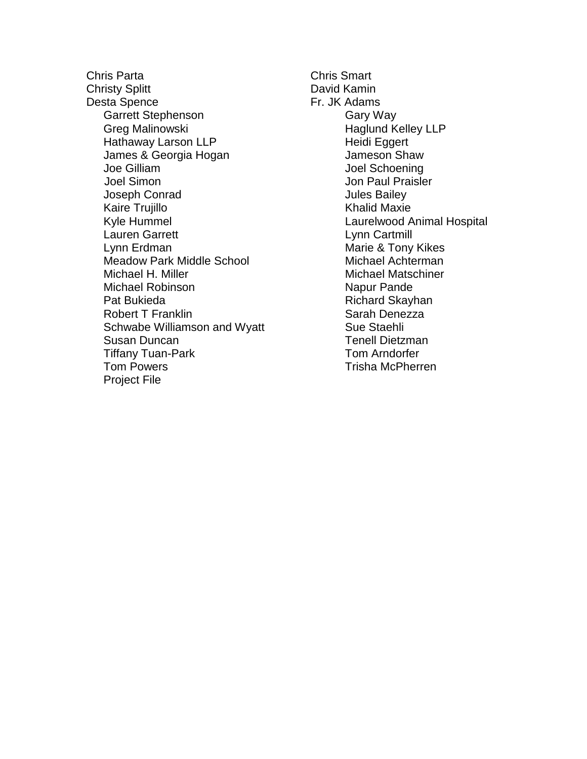Chris Parta
Christy Splitt
Desta Spence
Garrett Stephenson
Greg Malinowski
Hathaway Larson LLP
James & Georgia Hogan
Joe Gilliam
Joel Simon
Joseph Conrad
Kaire Trujillo
Kyle Hummel
Lauren Garrett
Lynn Erdman
Meadow Park Middle School
Michael H. Miller
Michael Robinson
Pat Bukieda
Robert T Franklin
Schwabe Williamson and Wyatt
Susan Duncan
Tiffany Tuan-Park
Tom Powers
Project File

Chris Smart
David Kamin
Fr. JK Adams
Gary Way
Haglund Kelley LLP
Heidi Eggert
Jameson Shaw
Joel Schoening
Jon Paul Praisler
Jules Bailey
Khalid Maxie
Laurelwood Animal Hospital
Lynn Cartmill
Marie & Tony Kikes
Michael Achterman
Michael Matschiner
Napur Pande
Richard Skayhan
Sarah Denezza
Sue Staehli
Tenell Dietzman
Tom Arndorfer
Trisha McPherren